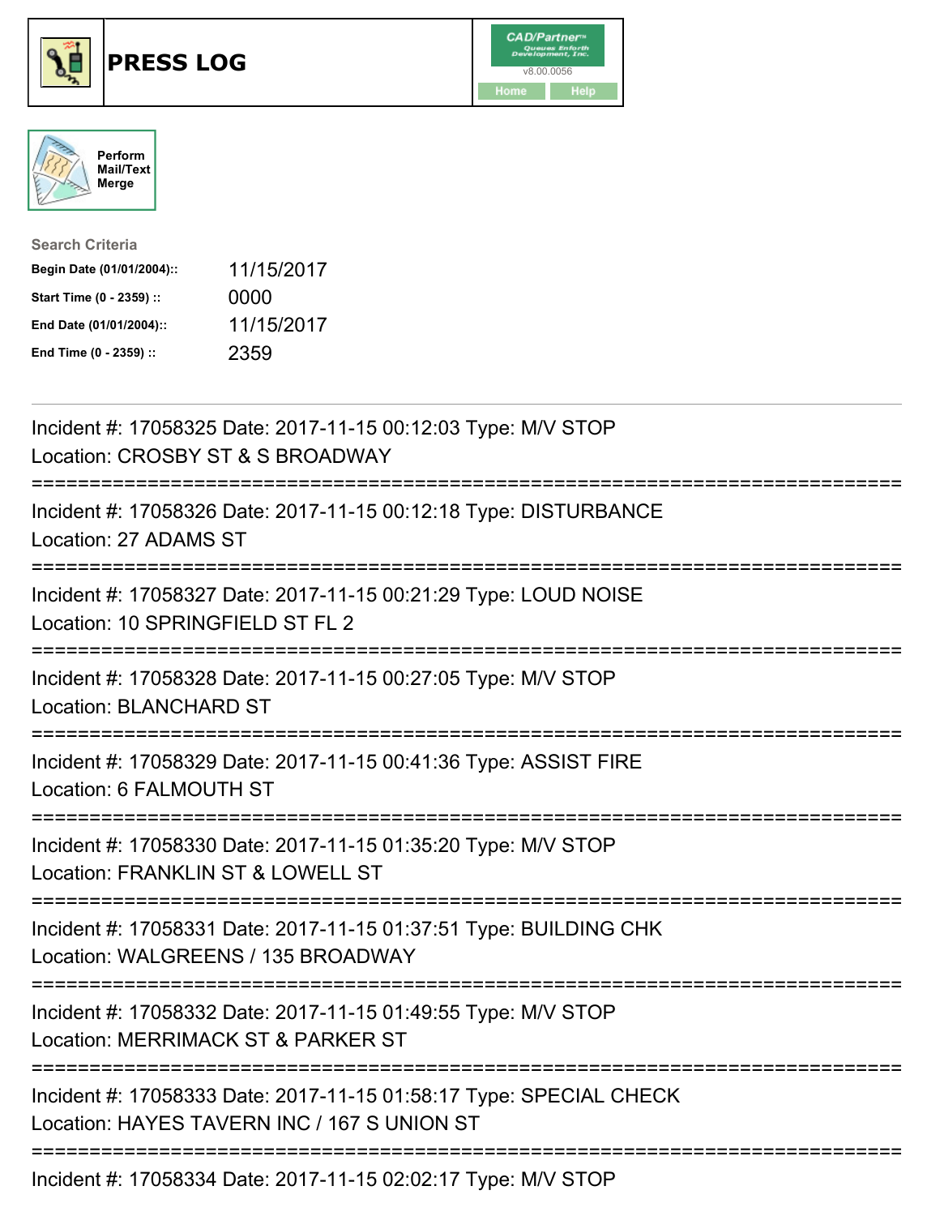# PRESS LOG

CAD/Partner™
v8.00.0056
Home Help

Perform Mail/Text Merge

**Search Criteria**

| | |
|---|---|
| **Begin Date (01/01/2004)::** | 11/15/2017 |
| **Start Time (0 - 2359) ::** | 0000 |
| **End Date (01/01/2004)::** | 11/15/2017 |
| **End Time (0 - 2359) ::** | 2359 |

---

Incident #: 17058325 Date: 2017-11-15 00:12:03 Type: M/V STOP
Location: CROSBY ST & S BROADWAY

===========================================================================

Incident #: 17058326 Date: 2017-11-15 00:12:18 Type: DISTURBANCE
Location: 27 ADAMS ST

===========================================================================

Incident #: 17058327 Date: 2017-11-15 00:21:29 Type: LOUD NOISE
Location: 10 SPRINGFIELD ST FL 2

===========================================================================

Incident #: 17058328 Date: 2017-11-15 00:27:05 Type: M/V STOP
Location: BLANCHARD ST

===========================================================================

Incident #: 17058329 Date: 2017-11-15 00:41:36 Type: ASSIST FIRE
Location: 6 FALMOUTH ST

===========================================================================

Incident #: 17058330 Date: 2017-11-15 01:35:20 Type: M/V STOP
Location: FRANKLIN ST & LOWELL ST

===========================================================================

Incident #: 17058331 Date: 2017-11-15 01:37:51 Type: BUILDING CHK
Location: WALGREENS / 135 BROADWAY

===========================================================================

Incident #: 17058332 Date: 2017-11-15 01:49:55 Type: M/V STOP
Location: MERRIMACK ST & PARKER ST

===========================================================================

Incident #: 17058333 Date: 2017-11-15 01:58:17 Type: SPECIAL CHECK
Location: HAYES TAVERN INC / 167 S UNION ST

===========================================================================

Incident #: 17058334 Date: 2017-11-15 02:02:17 Type: M/V STOP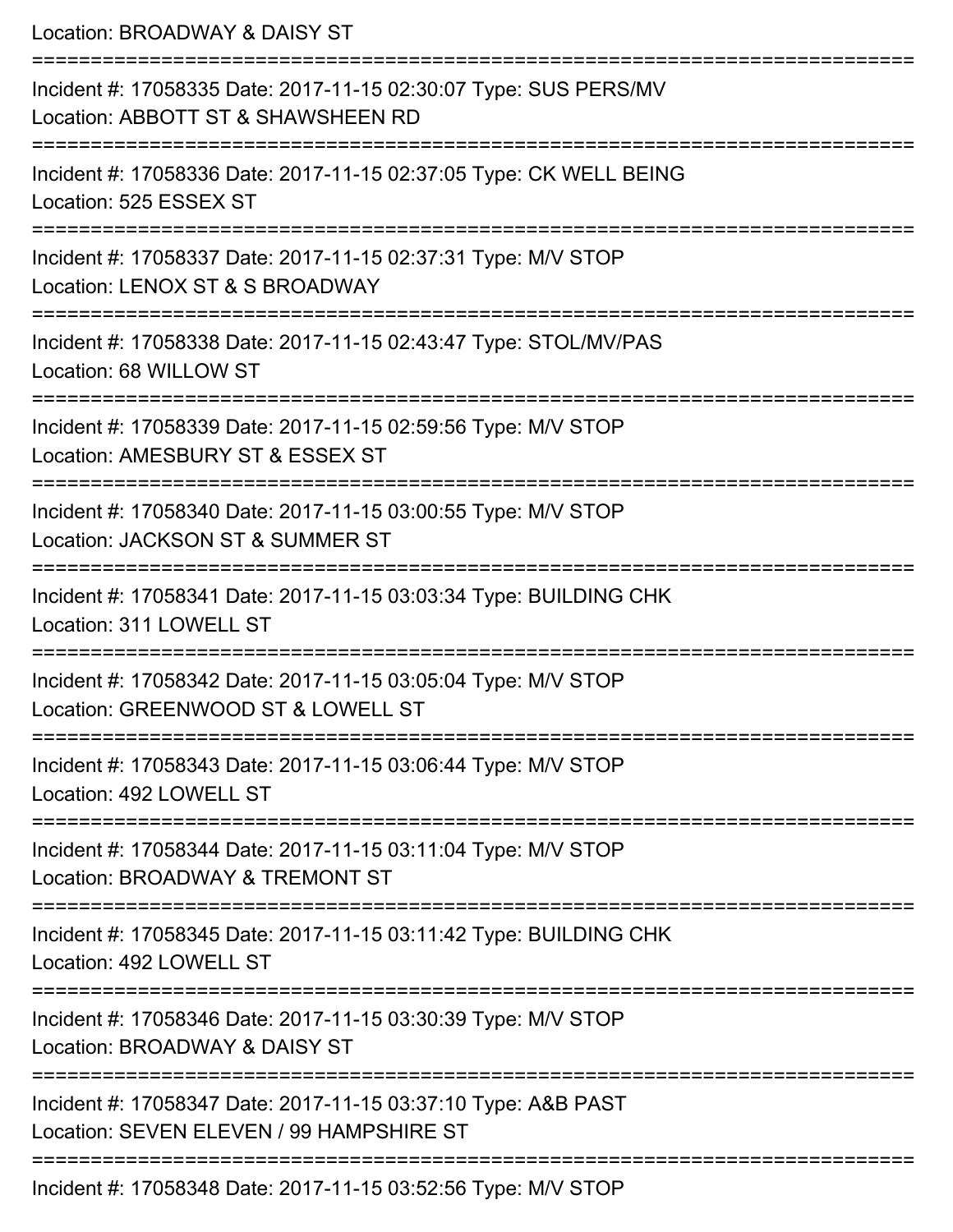Location: BROADWAY & DAISY ST

===========================================================================

Incident #: 17058335 Date: 2017-11-15 02:30:07 Type: SUS PERS/MV

Location: ABBOTT ST & SHAWSHEEN RD

===========================================================================

Incident #: 17058336 Date: 2017-11-15 02:37:05 Type: CK WELL BEING

Location: 525 ESSEX ST

===========================================================================

Incident #: 17058337 Date: 2017-11-15 02:37:31 Type: M/V STOP

Location: LENOX ST & S BROADWAY

===========================================================================

Incident #: 17058338 Date: 2017-11-15 02:43:47 Type: STOL/MV/PAS

Location: 68 WILLOW ST

===========================================================================

Incident #: 17058339 Date: 2017-11-15 02:59:56 Type: M/V STOP

Location: AMESBURY ST & ESSEX ST

===========================================================================

Incident #: 17058340 Date: 2017-11-15 03:00:55 Type: M/V STOP

Location: JACKSON ST & SUMMER ST

===========================================================================

Incident #: 17058341 Date: 2017-11-15 03:03:34 Type: BUILDING CHK

Location: 311 LOWELL ST

===========================================================================

Incident #: 17058342 Date: 2017-11-15 03:05:04 Type: M/V STOP

Location: GREENWOOD ST & LOWELL ST

===========================================================================

Incident #: 17058343 Date: 2017-11-15 03:06:44 Type: M/V STOP

Location: 492 LOWELL ST

===========================================================================

Incident #: 17058344 Date: 2017-11-15 03:11:04 Type: M/V STOP

Location: BROADWAY & TREMONT ST

===========================================================================

Incident #: 17058345 Date: 2017-11-15 03:11:42 Type: BUILDING CHK

Location: 492 LOWELL ST

===========================================================================

Incident #: 17058346 Date: 2017-11-15 03:30:39 Type: M/V STOP

Location: BROADWAY & DAISY ST

===========================================================================

Incident #: 17058347 Date: 2017-11-15 03:37:10 Type: A&B PAST

Location: SEVEN ELEVEN / 99 HAMPSHIRE ST

===========================================================================

Incident #: 17058348 Date: 2017-11-15 03:52:56 Type: M/V STOP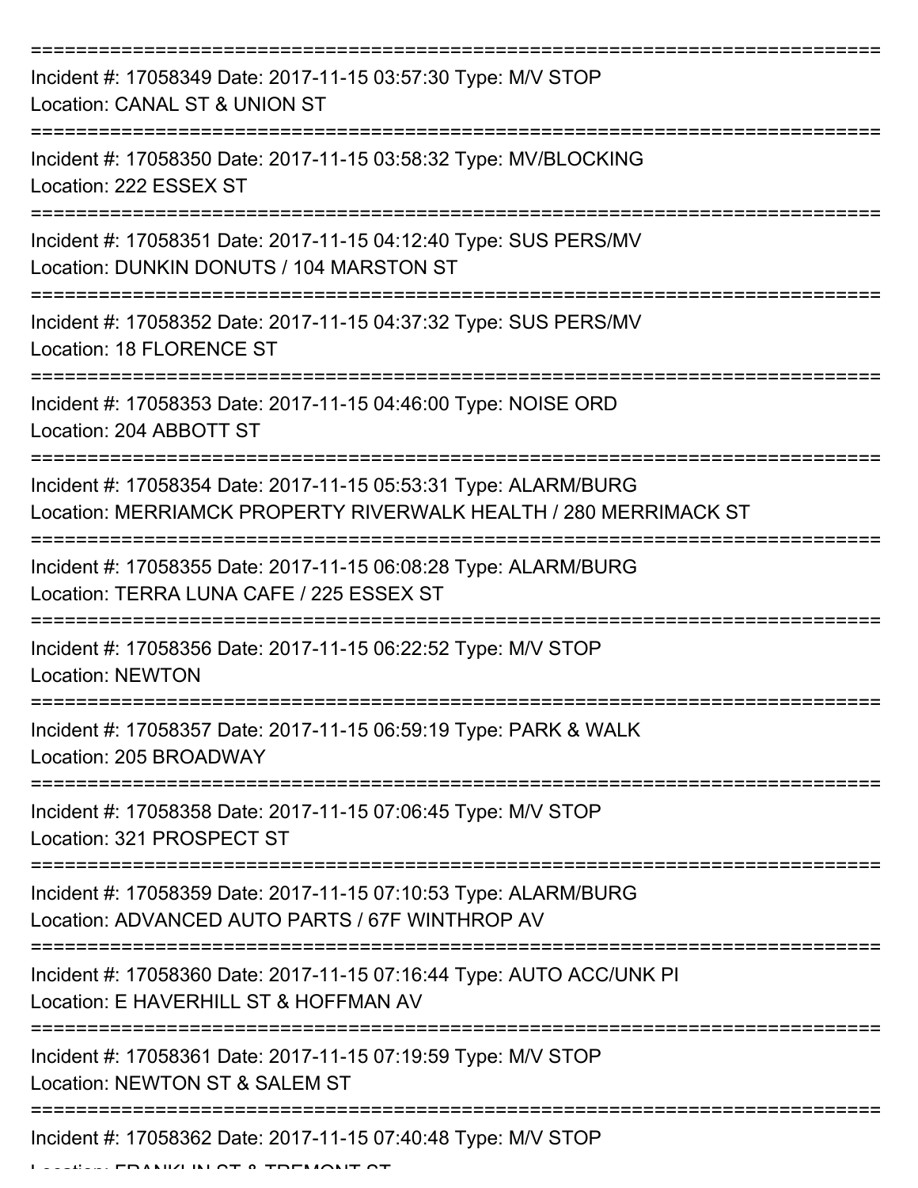===========================================================================

Incident #: 17058349 Date: 2017-11-15 03:57:30 Type: M/V STOP
Location: CANAL ST & UNION ST

===========================================================================

Incident #: 17058350 Date: 2017-11-15 03:58:32 Type: MV/BLOCKING
Location: 222 ESSEX ST

===========================================================================

Incident #: 17058351 Date: 2017-11-15 04:12:40 Type: SUS PERS/MV
Location: DUNKIN DONUTS / 104 MARSTON ST

===========================================================================

Incident #: 17058352 Date: 2017-11-15 04:37:32 Type: SUS PERS/MV
Location: 18 FLORENCE ST

===========================================================================

Incident #: 17058353 Date: 2017-11-15 04:46:00 Type: NOISE ORD
Location: 204 ABBOTT ST

===========================================================================

Incident #: 17058354 Date: 2017-11-15 05:53:31 Type: ALARM/BURG
Location: MERRIAMCK PROPERTY RIVERWALK HEALTH / 280 MERRIMACK ST

===========================================================================

Incident #: 17058355 Date: 2017-11-15 06:08:28 Type: ALARM/BURG
Location: TERRA LUNA CAFE / 225 ESSEX ST

===========================================================================

Incident #: 17058356 Date: 2017-11-15 06:22:52 Type: M/V STOP
Location: NEWTON

===========================================================================

Incident #: 17058357 Date: 2017-11-15 06:59:19 Type: PARK & WALK
Location: 205 BROADWAY

===========================================================================

Incident #: 17058358 Date: 2017-11-15 07:06:45 Type: M/V STOP
Location: 321 PROSPECT ST

===========================================================================

Incident #: 17058359 Date: 2017-11-15 07:10:53 Type: ALARM/BURG
Location: ADVANCED AUTO PARTS / 67F WINTHROP AV

===========================================================================

Incident #: 17058360 Date: 2017-11-15 07:16:44 Type: AUTO ACC/UNK PI
Location: E HAVERHILL ST & HOFFMAN AV

===========================================================================

Incident #: 17058361 Date: 2017-11-15 07:19:59 Type: M/V STOP
Location: NEWTON ST & SALEM ST

===========================================================================

Incident #: 17058362 Date: 2017-11-15 07:40:48 Type: M/V STOP
Location: FRANKLIN ST & TREMONT ST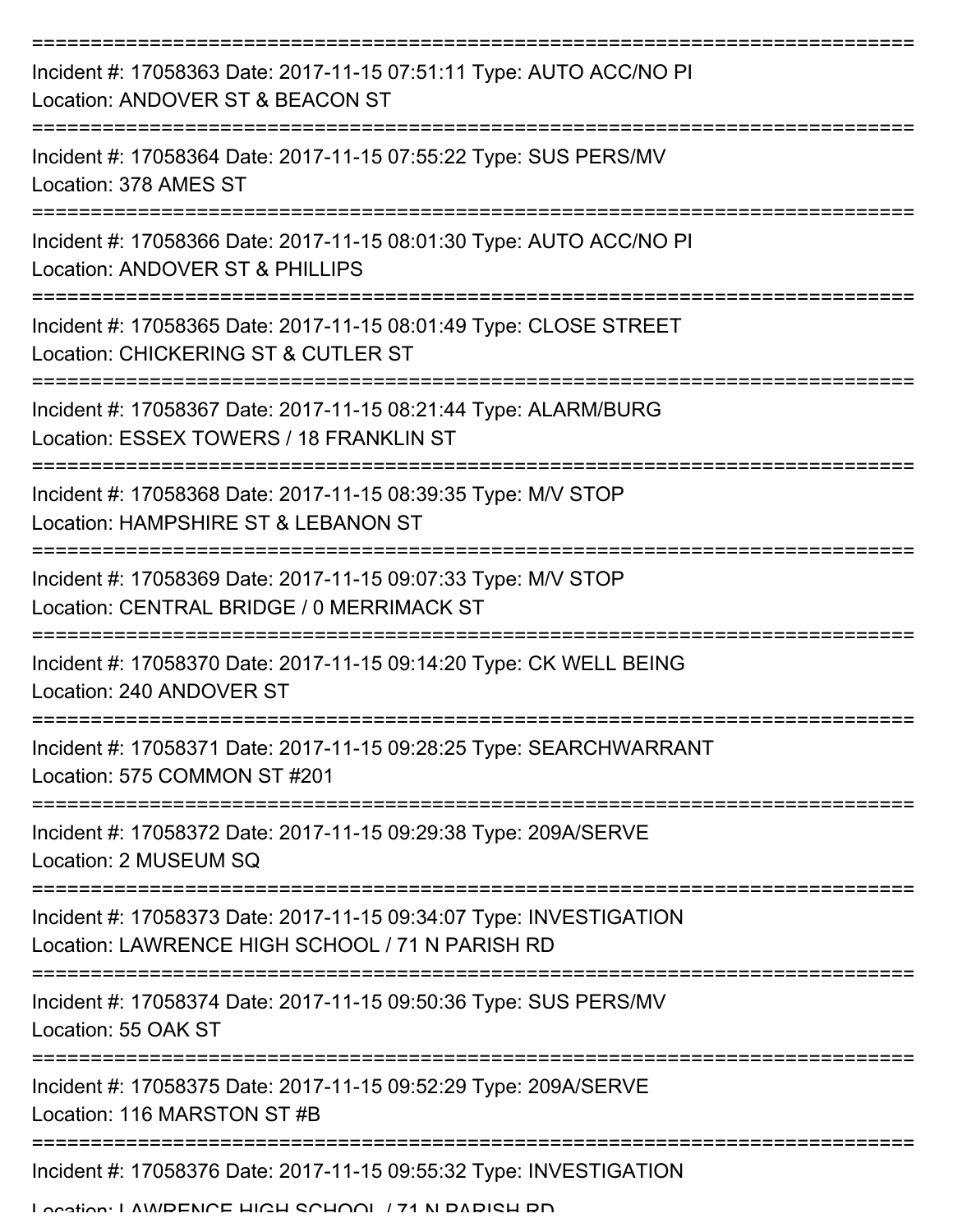Incident #: 17058363 Date: 2017-11-15 07:51:11 Type: AUTO ACC/NO PI
Location: ANDOVER ST & BEACON ST

Incident #: 17058364 Date: 2017-11-15 07:55:22 Type: SUS PERS/MV
Location: 378 AMES ST

Incident #: 17058366 Date: 2017-11-15 08:01:30 Type: AUTO ACC/NO PI
Location: ANDOVER ST & PHILLIPS

Incident #: 17058365 Date: 2017-11-15 08:01:49 Type: CLOSE STREET
Location: CHICKERING ST & CUTLER ST

Incident #: 17058367 Date: 2017-11-15 08:21:44 Type: ALARM/BURG
Location: ESSEX TOWERS / 18 FRANKLIN ST

Incident #: 17058368 Date: 2017-11-15 08:39:35 Type: M/V STOP
Location: HAMPSHIRE ST & LEBANON ST

Incident #: 17058369 Date: 2017-11-15 09:07:33 Type: M/V STOP
Location: CENTRAL BRIDGE / 0 MERRIMACK ST

Incident #: 17058370 Date: 2017-11-15 09:14:20 Type: CK WELL BEING
Location: 240 ANDOVER ST

Incident #: 17058371 Date: 2017-11-15 09:28:25 Type: SEARCHWARRANT
Location: 575 COMMON ST #201

Incident #: 17058372 Date: 2017-11-15 09:29:38 Type: 209A/SERVE
Location: 2 MUSEUM SQ

Incident #: 17058373 Date: 2017-11-15 09:34:07 Type: INVESTIGATION
Location: LAWRENCE HIGH SCHOOL / 71 N PARISH RD

Incident #: 17058374 Date: 2017-11-15 09:50:36 Type: SUS PERS/MV
Location: 55 OAK ST

Incident #: 17058375 Date: 2017-11-15 09:52:29 Type: 209A/SERVE
Location: 116 MARSTON ST #B

Incident #: 17058376 Date: 2017-11-15 09:55:32 Type: INVESTIGATION
Location: LAWRENCE HIGH SCHOOL / 71 N PARISH RD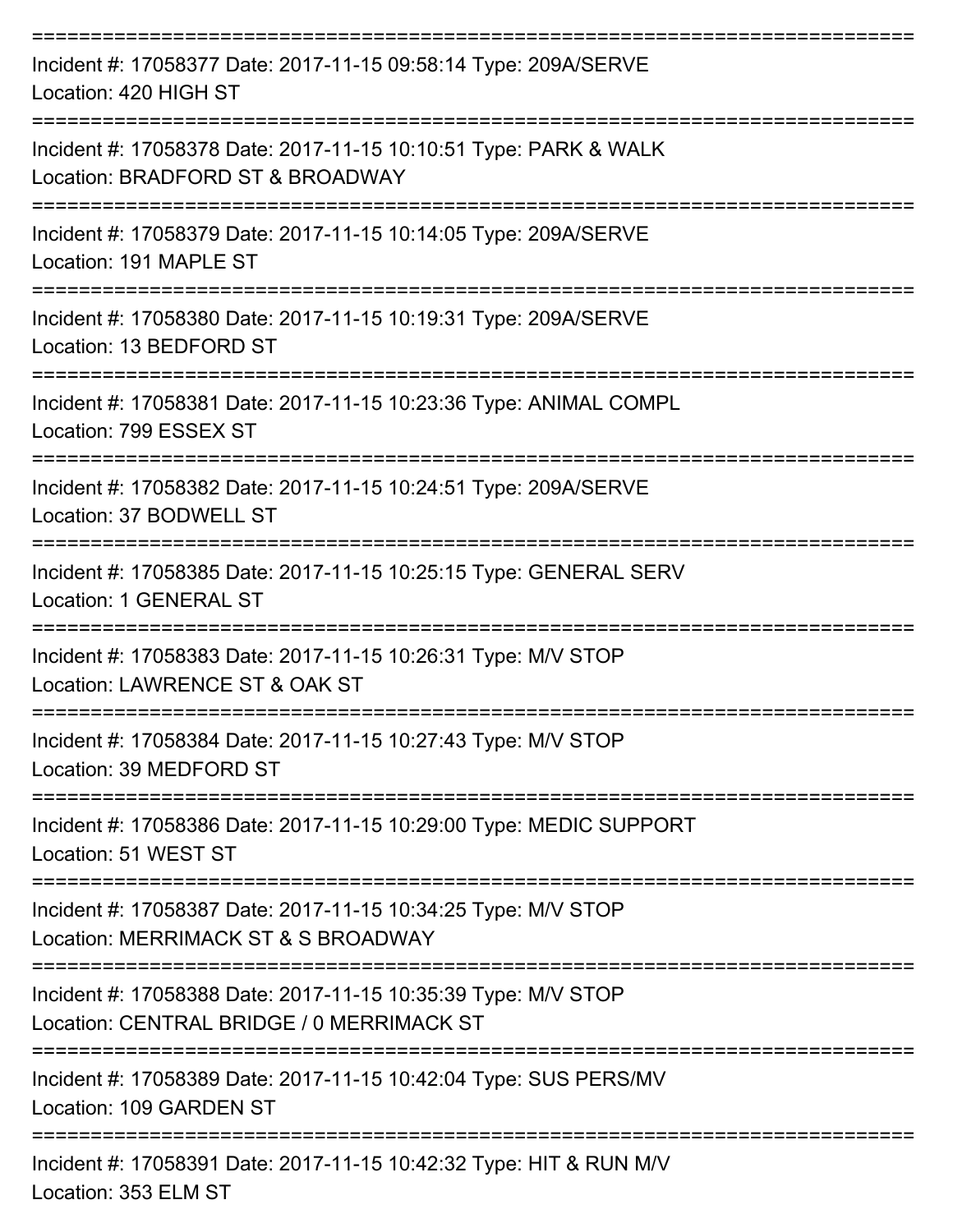===========================================================================
Incident #: 17058377 Date: 2017-11-15 09:58:14 Type: 209A/SERVE
Location: 420 HIGH ST
===========================================================================
Incident #: 17058378 Date: 2017-11-15 10:10:51 Type: PARK & WALK
Location: BRADFORD ST & BROADWAY
===========================================================================
Incident #: 17058379 Date: 2017-11-15 10:14:05 Type: 209A/SERVE
Location: 191 MAPLE ST
===========================================================================
Incident #: 17058380 Date: 2017-11-15 10:19:31 Type: 209A/SERVE
Location: 13 BEDFORD ST
===========================================================================
Incident #: 17058381 Date: 2017-11-15 10:23:36 Type: ANIMAL COMPL
Location: 799 ESSEX ST
===========================================================================
Incident #: 17058382 Date: 2017-11-15 10:24:51 Type: 209A/SERVE
Location: 37 BODWELL ST
===========================================================================
Incident #: 17058385 Date: 2017-11-15 10:25:15 Type: GENERAL SERV
Location: 1 GENERAL ST
===========================================================================
Incident #: 17058383 Date: 2017-11-15 10:26:31 Type: M/V STOP
Location: LAWRENCE ST & OAK ST
===========================================================================
Incident #: 17058384 Date: 2017-11-15 10:27:43 Type: M/V STOP
Location: 39 MEDFORD ST
===========================================================================
Incident #: 17058386 Date: 2017-11-15 10:29:00 Type: MEDIC SUPPORT
Location: 51 WEST ST
===========================================================================
Incident #: 17058387 Date: 2017-11-15 10:34:25 Type: M/V STOP
Location: MERRIMACK ST & S BROADWAY
===========================================================================
Incident #: 17058388 Date: 2017-11-15 10:35:39 Type: M/V STOP
Location: CENTRAL BRIDGE / 0 MERRIMACK ST
===========================================================================
Incident #: 17058389 Date: 2017-11-15 10:42:04 Type: SUS PERS/MV
Location: 109 GARDEN ST
===========================================================================
Incident #: 17058391 Date: 2017-11-15 10:42:32 Type: HIT & RUN M/V
Location: 353 ELM ST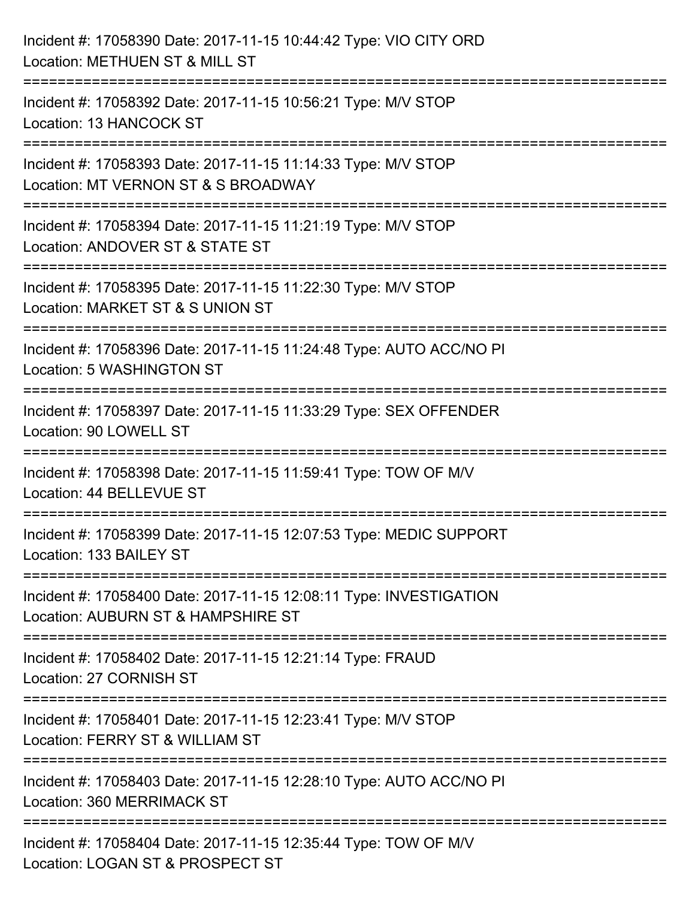Incident #: 17058390 Date: 2017-11-15 10:44:42 Type: VIO CITY ORD
Location: METHUEN ST & MILL ST

===========================================================================

Incident #: 17058392 Date: 2017-11-15 10:56:21 Type: M/V STOP
Location: 13 HANCOCK ST

===========================================================================

Incident #: 17058393 Date: 2017-11-15 11:14:33 Type: M/V STOP
Location: MT VERNON ST & S BROADWAY

===========================================================================

Incident #: 17058394 Date: 2017-11-15 11:21:19 Type: M/V STOP
Location: ANDOVER ST & STATE ST

===========================================================================

Incident #: 17058395 Date: 2017-11-15 11:22:30 Type: M/V STOP
Location: MARKET ST & S UNION ST

===========================================================================

Incident #: 17058396 Date: 2017-11-15 11:24:48 Type: AUTO ACC/NO PI
Location: 5 WASHINGTON ST

===========================================================================

Incident #: 17058397 Date: 2017-11-15 11:33:29 Type: SEX OFFENDER
Location: 90 LOWELL ST

===========================================================================

Incident #: 17058398 Date: 2017-11-15 11:59:41 Type: TOW OF M/V
Location: 44 BELLEVUE ST

===========================================================================

Incident #: 17058399 Date: 2017-11-15 12:07:53 Type: MEDIC SUPPORT
Location: 133 BAILEY ST

===========================================================================

Incident #: 17058400 Date: 2017-11-15 12:08:11 Type: INVESTIGATION
Location: AUBURN ST & HAMPSHIRE ST

===========================================================================

Incident #: 17058402 Date: 2017-11-15 12:21:14 Type: FRAUD
Location: 27 CORNISH ST

===========================================================================

Incident #: 17058401 Date: 2017-11-15 12:23:41 Type: M/V STOP
Location: FERRY ST & WILLIAM ST

===========================================================================

Incident #: 17058403 Date: 2017-11-15 12:28:10 Type: AUTO ACC/NO PI
Location: 360 MERRIMACK ST

===========================================================================

Incident #: 17058404 Date: 2017-11-15 12:35:44 Type: TOW OF M/V
Location: LOGAN ST & PROSPECT ST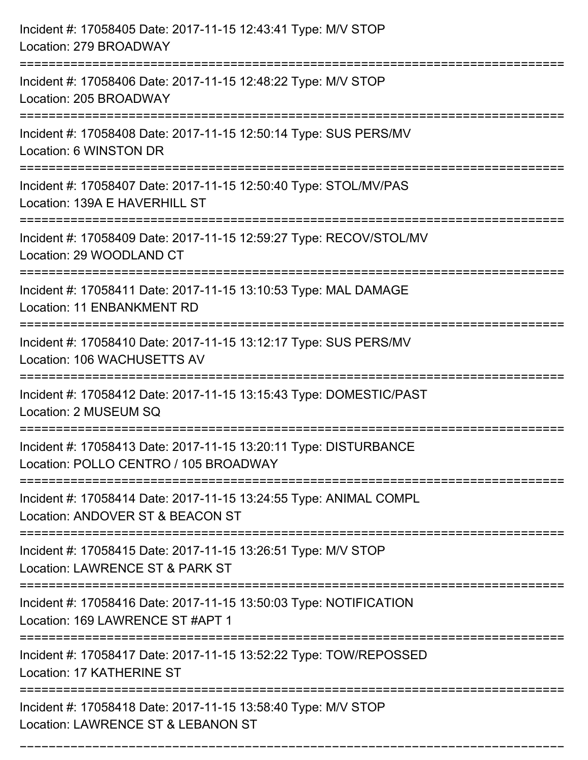Incident #: 17058405 Date: 2017-11-15 12:43:41 Type: M/V STOP
Location: 279 BROADWAY

===========================================================================

Incident #: 17058406 Date: 2017-11-15 12:48:22 Type: M/V STOP
Location: 205 BROADWAY

===========================================================================

Incident #: 17058408 Date: 2017-11-15 12:50:14 Type: SUS PERS/MV
Location: 6 WINSTON DR

===========================================================================

Incident #: 17058407 Date: 2017-11-15 12:50:40 Type: STOL/MV/PAS
Location: 139A E HAVERHILL ST

===========================================================================

Incident #: 17058409 Date: 2017-11-15 12:59:27 Type: RECOV/STOL/MV
Location: 29 WOODLAND CT

===========================================================================

Incident #: 17058411 Date: 2017-11-15 13:10:53 Type: MAL DAMAGE
Location: 11 ENBANKMENT RD

===========================================================================

Incident #: 17058410 Date: 2017-11-15 13:12:17 Type: SUS PERS/MV
Location: 106 WACHUSETTS AV

===========================================================================

Incident #: 17058412 Date: 2017-11-15 13:15:43 Type: DOMESTIC/PAST
Location: 2 MUSEUM SQ

===========================================================================

Incident #: 17058413 Date: 2017-11-15 13:20:11 Type: DISTURBANCE
Location: POLLO CENTRO / 105 BROADWAY

===========================================================================

Incident #: 17058414 Date: 2017-11-15 13:24:55 Type: ANIMAL COMPL
Location: ANDOVER ST & BEACON ST

===========================================================================

Incident #: 17058415 Date: 2017-11-15 13:26:51 Type: M/V STOP
Location: LAWRENCE ST & PARK ST

===========================================================================

Incident #: 17058416 Date: 2017-11-15 13:50:03 Type: NOTIFICATION
Location: 169 LAWRENCE ST #APT 1

===========================================================================

Incident #: 17058417 Date: 2017-11-15 13:52:22 Type: TOW/REPOSSED
Location: 17 KATHERINE ST

===========================================================================

Incident #: 17058418 Date: 2017-11-15 13:58:40 Type: M/V STOP
Location: LAWRENCE ST & LEBANON ST

===========================================================================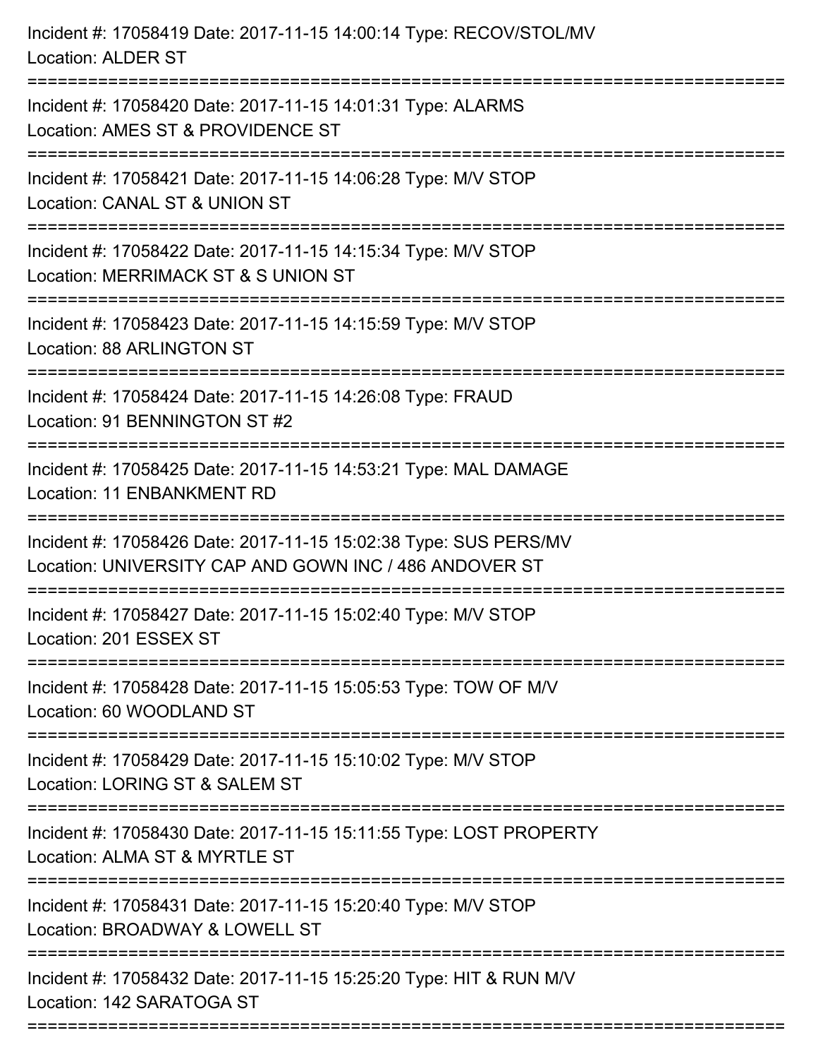Incident #: 17058419 Date: 2017-11-15 14:00:14 Type: RECOV/STOL/MV
Location: ALDER ST

===========================================================================

Incident #: 17058420 Date: 2017-11-15 14:01:31 Type: ALARMS
Location: AMES ST & PROVIDENCE ST

===========================================================================

Incident #: 17058421 Date: 2017-11-15 14:06:28 Type: M/V STOP
Location: CANAL ST & UNION ST

===========================================================================

Incident #: 17058422 Date: 2017-11-15 14:15:34 Type: M/V STOP
Location: MERRIMACK ST & S UNION ST

===========================================================================

Incident #: 17058423 Date: 2017-11-15 14:15:59 Type: M/V STOP
Location: 88 ARLINGTON ST

===========================================================================

Incident #: 17058424 Date: 2017-11-15 14:26:08 Type: FRAUD
Location: 91 BENNINGTON ST #2

===========================================================================

Incident #: 17058425 Date: 2017-11-15 14:53:21 Type: MAL DAMAGE
Location: 11 ENBANKMENT RD

===========================================================================

Incident #: 17058426 Date: 2017-11-15 15:02:38 Type: SUS PERS/MV
Location: UNIVERSITY CAP AND GOWN INC / 486 ANDOVER ST

===========================================================================

Incident #: 17058427 Date: 2017-11-15 15:02:40 Type: M/V STOP
Location: 201 ESSEX ST

===========================================================================

Incident #: 17058428 Date: 2017-11-15 15:05:53 Type: TOW OF M/V
Location: 60 WOODLAND ST

===========================================================================

Incident #: 17058429 Date: 2017-11-15 15:10:02 Type: M/V STOP
Location: LORING ST & SALEM ST

===========================================================================

Incident #: 17058430 Date: 2017-11-15 15:11:55 Type: LOST PROPERTY
Location: ALMA ST & MYRTLE ST

===========================================================================

Incident #: 17058431 Date: 2017-11-15 15:20:40 Type: M/V STOP
Location: BROADWAY & LOWELL ST

===========================================================================

Incident #: 17058432 Date: 2017-11-15 15:25:20 Type: HIT & RUN M/V
Location: 142 SARATOGA ST

===========================================================================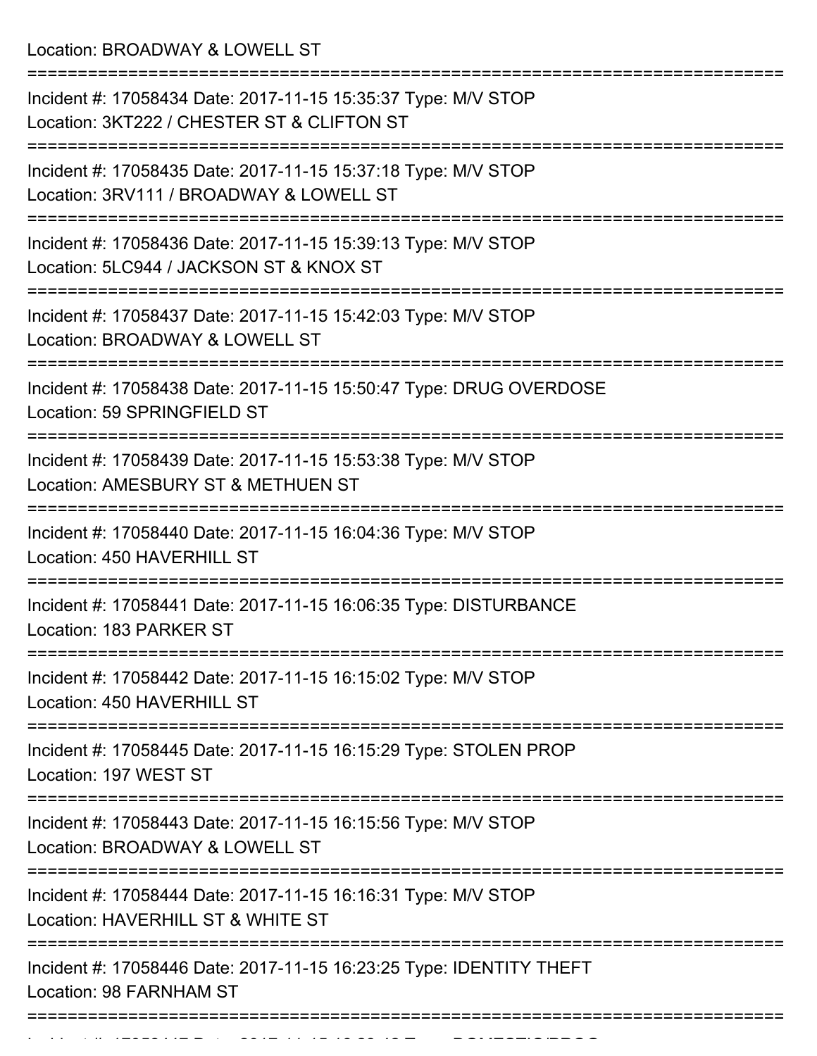Location: BROADWAY & LOWELL ST

===========================================================================

Incident #: 17058434 Date: 2017-11-15 15:35:37 Type: M/V STOP
Location: 3KT222 / CHESTER ST & CLIFTON ST

===========================================================================

Incident #: 17058435 Date: 2017-11-15 15:37:18 Type: M/V STOP
Location: 3RV111 / BROADWAY & LOWELL ST

===========================================================================

Incident #: 17058436 Date: 2017-11-15 15:39:13 Type: M/V STOP
Location: 5LC944 / JACKSON ST & KNOX ST

===========================================================================

Incident #: 17058437 Date: 2017-11-15 15:42:03 Type: M/V STOP
Location: BROADWAY & LOWELL ST

===========================================================================

Incident #: 17058438 Date: 2017-11-15 15:50:47 Type: DRUG OVERDOSE
Location: 59 SPRINGFIELD ST

===========================================================================

Incident #: 17058439 Date: 2017-11-15 15:53:38 Type: M/V STOP
Location: AMESBURY ST & METHUEN ST

===========================================================================

Incident #: 17058440 Date: 2017-11-15 16:04:36 Type: M/V STOP
Location: 450 HAVERHILL ST

===========================================================================

Incident #: 17058441 Date: 2017-11-15 16:06:35 Type: DISTURBANCE
Location: 183 PARKER ST

===========================================================================

Incident #: 17058442 Date: 2017-11-15 16:15:02 Type: M/V STOP
Location: 450 HAVERHILL ST

===========================================================================

Incident #: 17058445 Date: 2017-11-15 16:15:29 Type: STOLEN PROP
Location: 197 WEST ST

===========================================================================

Incident #: 17058443 Date: 2017-11-15 16:15:56 Type: M/V STOP
Location: BROADWAY & LOWELL ST

===========================================================================

Incident #: 17058444 Date: 2017-11-15 16:16:31 Type: M/V STOP
Location: HAVERHILL ST & WHITE ST

===========================================================================

Incident #: 17058446 Date: 2017-11-15 16:23:25 Type: IDENTITY THEFT
Location: 98 FARNHAM ST

===========================================================================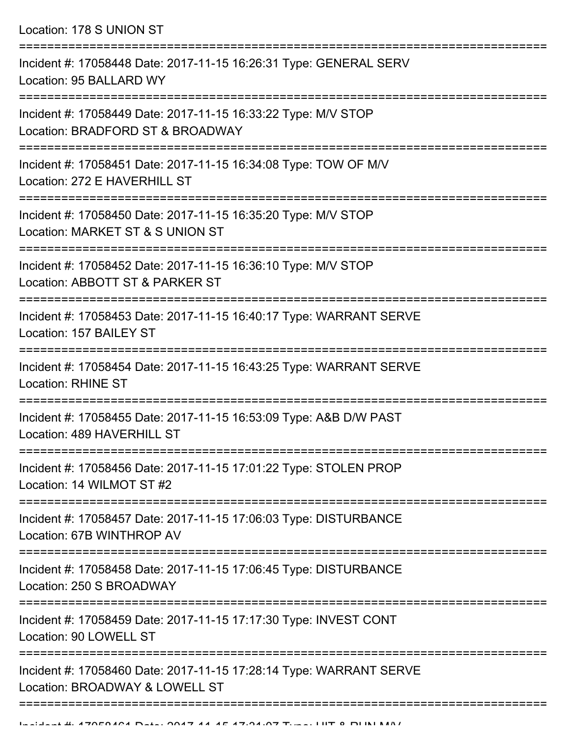Location: 178 S UNION ST

===========================================================================

Incident #: 17058448 Date: 2017-11-15 16:26:31 Type: GENERAL SERV
Location: 95 BALLARD WY

===========================================================================

Incident #: 17058449 Date: 2017-11-15 16:33:22 Type: M/V STOP
Location: BRADFORD ST & BROADWAY

===========================================================================

Incident #: 17058451 Date: 2017-11-15 16:34:08 Type: TOW OF M/V
Location: 272 E HAVERHILL ST

===========================================================================

Incident #: 17058450 Date: 2017-11-15 16:35:20 Type: M/V STOP
Location: MARKET ST & S UNION ST

===========================================================================

Incident #: 17058452 Date: 2017-11-15 16:36:10 Type: M/V STOP
Location: ABBOTT ST & PARKER ST

===========================================================================

Incident #: 17058453 Date: 2017-11-15 16:40:17 Type: WARRANT SERVE
Location: 157 BAILEY ST

===========================================================================

Incident #: 17058454 Date: 2017-11-15 16:43:25 Type: WARRANT SERVE
Location: RHINE ST

===========================================================================

Incident #: 17058455 Date: 2017-11-15 16:53:09 Type: A&B D/W PAST
Location: 489 HAVERHILL ST

===========================================================================

Incident #: 17058456 Date: 2017-11-15 17:01:22 Type: STOLEN PROP
Location: 14 WILMOT ST #2

===========================================================================

Incident #: 17058457 Date: 2017-11-15 17:06:03 Type: DISTURBANCE
Location: 67B WINTHROP AV

===========================================================================

Incident #: 17058458 Date: 2017-11-15 17:06:45 Type: DISTURBANCE
Location: 250 S BROADWAY

===========================================================================

Incident #: 17058459 Date: 2017-11-15 17:17:30 Type: INVEST CONT
Location: 90 LOWELL ST

===========================================================================

Incident #: 17058460 Date: 2017-11-15 17:28:14 Type: WARRANT SERVE
Location: BROADWAY & LOWELL ST

===========================================================================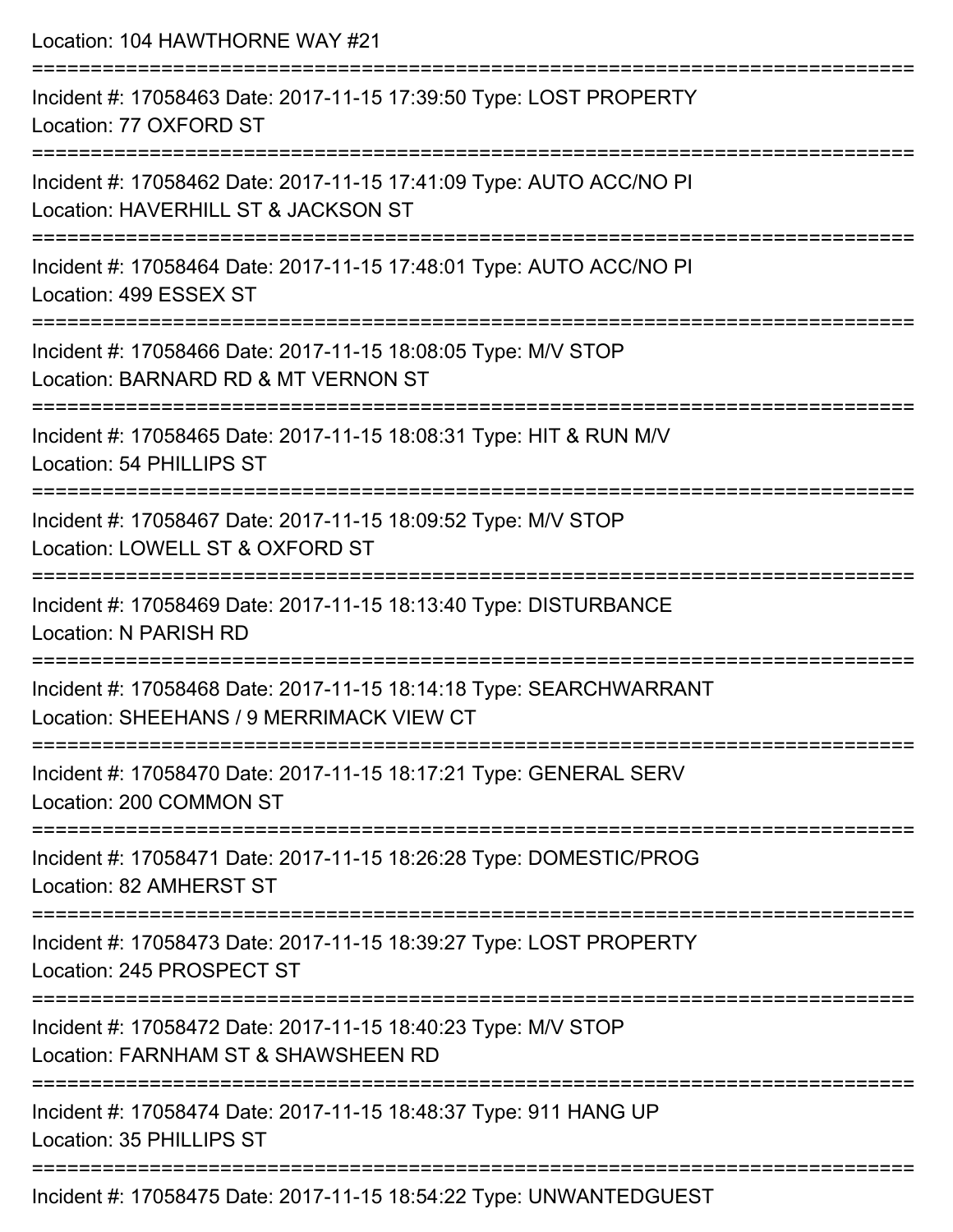Location: 104 HAWTHORNE WAY #21

===========================================================================

Incident #: 17058463 Date: 2017-11-15 17:39:50 Type: LOST PROPERTY
Location: 77 OXFORD ST

===========================================================================

Incident #: 17058462 Date: 2017-11-15 17:41:09 Type: AUTO ACC/NO PI
Location: HAVERHILL ST & JACKSON ST

===========================================================================

Incident #: 17058464 Date: 2017-11-15 17:48:01 Type: AUTO ACC/NO PI
Location: 499 ESSEX ST

===========================================================================

Incident #: 17058466 Date: 2017-11-15 18:08:05 Type: M/V STOP
Location: BARNARD RD & MT VERNON ST

===========================================================================

Incident #: 17058465 Date: 2017-11-15 18:08:31 Type: HIT & RUN M/V
Location: 54 PHILLIPS ST

===========================================================================

Incident #: 17058467 Date: 2017-11-15 18:09:52 Type: M/V STOP
Location: LOWELL ST & OXFORD ST

===========================================================================

Incident #: 17058469 Date: 2017-11-15 18:13:40 Type: DISTURBANCE
Location: N PARISH RD

===========================================================================

Incident #: 17058468 Date: 2017-11-15 18:14:18 Type: SEARCHWARRANT
Location: SHEEHANS / 9 MERRIMACK VIEW CT

===========================================================================

Incident #: 17058470 Date: 2017-11-15 18:17:21 Type: GENERAL SERV
Location: 200 COMMON ST

===========================================================================

Incident #: 17058471 Date: 2017-11-15 18:26:28 Type: DOMESTIC/PROG
Location: 82 AMHERST ST

===========================================================================

Incident #: 17058473 Date: 2017-11-15 18:39:27 Type: LOST PROPERTY
Location: 245 PROSPECT ST

===========================================================================

Incident #: 17058472 Date: 2017-11-15 18:40:23 Type: M/V STOP
Location: FARNHAM ST & SHAWSHEEN RD

===========================================================================

Incident #: 17058474 Date: 2017-11-15 18:48:37 Type: 911 HANG UP
Location: 35 PHILLIPS ST

===========================================================================

Incident #: 17058475 Date: 2017-11-15 18:54:22 Type: UNWANTEDGUEST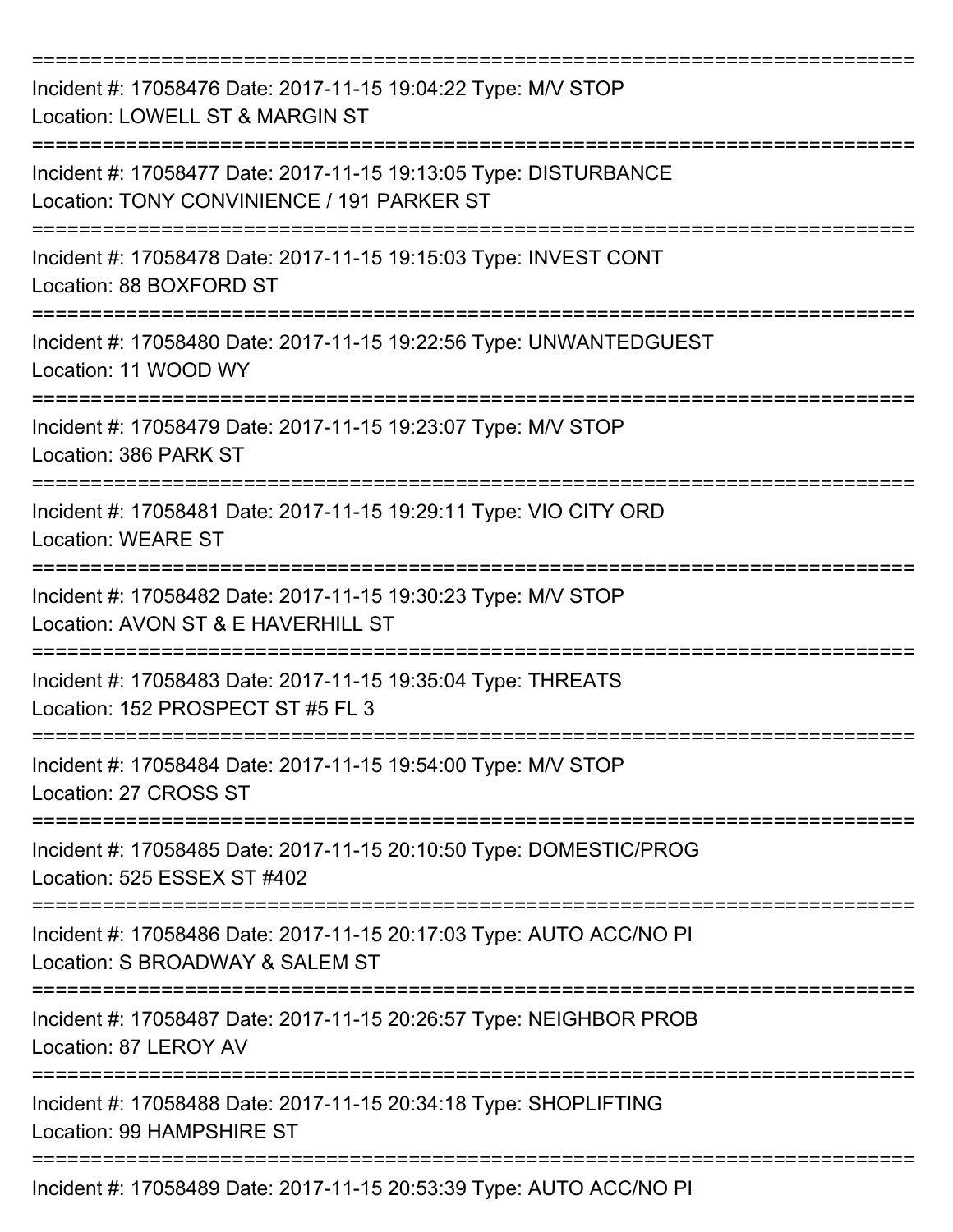===========================================================================

Incident #: 17058476 Date: 2017-11-15 19:04:22 Type: M/V STOP
Location: LOWELL ST & MARGIN ST

===========================================================================

Incident #: 17058477 Date: 2017-11-15 19:13:05 Type: DISTURBANCE
Location: TONY CONVINIENCE / 191 PARKER ST

===========================================================================

Incident #: 17058478 Date: 2017-11-15 19:15:03 Type: INVEST CONT
Location: 88 BOXFORD ST

===========================================================================

Incident #: 17058480 Date: 2017-11-15 19:22:56 Type: UNWANTEDGUEST
Location: 11 WOOD WY

===========================================================================

Incident #: 17058479 Date: 2017-11-15 19:23:07 Type: M/V STOP
Location: 386 PARK ST

===========================================================================

Incident #: 17058481 Date: 2017-11-15 19:29:11 Type: VIO CITY ORD
Location: WEARE ST

===========================================================================

Incident #: 17058482 Date: 2017-11-15 19:30:23 Type: M/V STOP
Location: AVON ST & E HAVERHILL ST

===========================================================================

Incident #: 17058483 Date: 2017-11-15 19:35:04 Type: THREATS
Location: 152 PROSPECT ST #5 FL 3

===========================================================================

Incident #: 17058484 Date: 2017-11-15 19:54:00 Type: M/V STOP
Location: 27 CROSS ST

===========================================================================

Incident #: 17058485 Date: 2017-11-15 20:10:50 Type: DOMESTIC/PROG
Location: 525 ESSEX ST #402

===========================================================================

Incident #: 17058486 Date: 2017-11-15 20:17:03 Type: AUTO ACC/NO PI
Location: S BROADWAY & SALEM ST

===========================================================================

Incident #: 17058487 Date: 2017-11-15 20:26:57 Type: NEIGHBOR PROB
Location: 87 LEROY AV

===========================================================================

Incident #: 17058488 Date: 2017-11-15 20:34:18 Type: SHOPLIFTING
Location: 99 HAMPSHIRE ST

===========================================================================

Incident #: 17058489 Date: 2017-11-15 20:53:39 Type: AUTO ACC/NO PI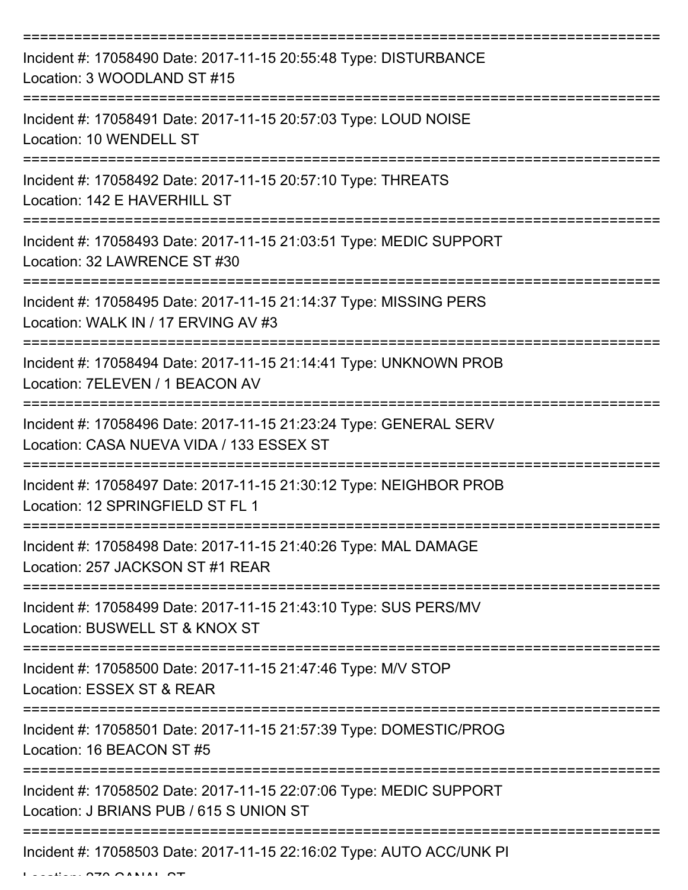Incident #: 17058490 Date: 2017-11-15 20:55:48 Type: DISTURBANCE
Location: 3 WOODLAND ST #15

Incident #: 17058491 Date: 2017-11-15 20:57:03 Type: LOUD NOISE
Location: 10 WENDELL ST

Incident #: 17058492 Date: 2017-11-15 20:57:10 Type: THREATS
Location: 142 E HAVERHILL ST

Incident #: 17058493 Date: 2017-11-15 21:03:51 Type: MEDIC SUPPORT
Location: 32 LAWRENCE ST #30

Incident #: 17058495 Date: 2017-11-15 21:14:37 Type: MISSING PERS
Location: WALK IN / 17 ERVING AV #3

Incident #: 17058494 Date: 2017-11-15 21:14:41 Type: UNKNOWN PROB
Location: 7ELEVEN / 1 BEACON AV

Incident #: 17058496 Date: 2017-11-15 21:23:24 Type: GENERAL SERV
Location: CASA NUEVA VIDA / 133 ESSEX ST

Incident #: 17058497 Date: 2017-11-15 21:30:12 Type: NEIGHBOR PROB
Location: 12 SPRINGFIELD ST FL 1

Incident #: 17058498 Date: 2017-11-15 21:40:26 Type: MAL DAMAGE
Location: 257 JACKSON ST #1 REAR

Incident #: 17058499 Date: 2017-11-15 21:43:10 Type: SUS PERS/MV
Location: BUSWELL ST & KNOX ST

Incident #: 17058500 Date: 2017-11-15 21:47:46 Type: M/V STOP
Location: ESSEX ST & REAR

Incident #: 17058501 Date: 2017-11-15 21:57:39 Type: DOMESTIC/PROG
Location: 16 BEACON ST #5

Incident #: 17058502 Date: 2017-11-15 22:07:06 Type: MEDIC SUPPORT
Location: J BRIANS PUB / 615 S UNION ST

Incident #: 17058503 Date: 2017-11-15 22:16:02 Type: AUTO ACC/UNK PI
Location: 270 CANAL ST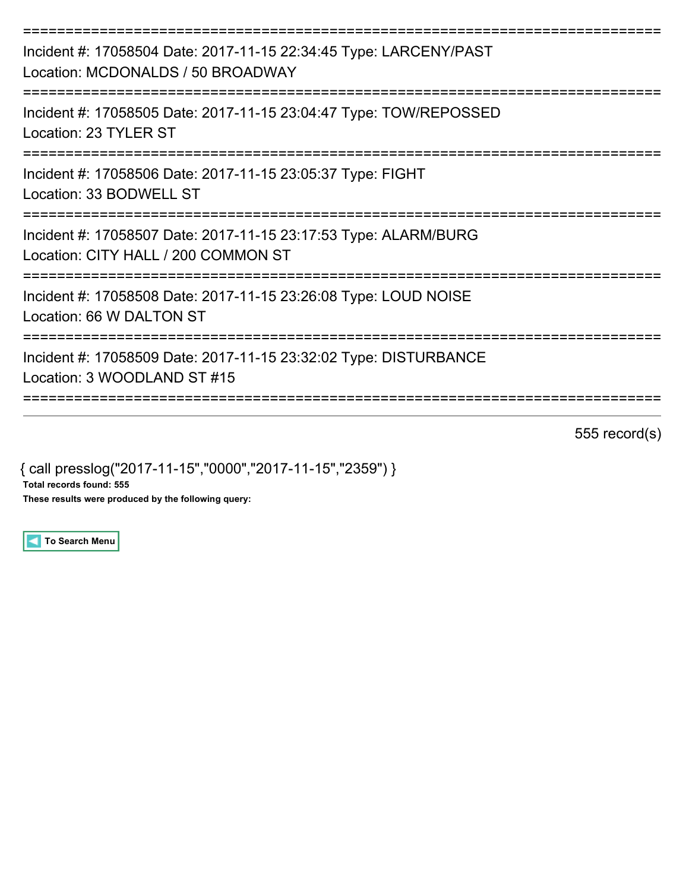===========================================================================

Incident #: 17058504 Date: 2017-11-15 22:34:45 Type: LARCENY/PAST
Location: MCDONALDS / 50 BROADWAY

===========================================================================

Incident #: 17058505 Date: 2017-11-15 23:04:47 Type: TOW/REPOSSED
Location: 23 TYLER ST

===========================================================================

Incident #: 17058506 Date: 2017-11-15 23:05:37 Type: FIGHT
Location: 33 BODWELL ST

===========================================================================

Incident #: 17058507 Date: 2017-11-15 23:17:53 Type: ALARM/BURG
Location: CITY HALL / 200 COMMON ST

===========================================================================

Incident #: 17058508 Date: 2017-11-15 23:26:08 Type: LOUD NOISE
Location: 66 W DALTON ST

===========================================================================

Incident #: 17058509 Date: 2017-11-15 23:32:02 Type: DISTURBANCE
Location: 3 WOODLAND ST #15

===========================================================================

555 record(s)

{ call presslog("2017-11-15","0000","2017-11-15","2359") }

**Total records found: 555**

**These results were produced by the following query:**

To Search Menu